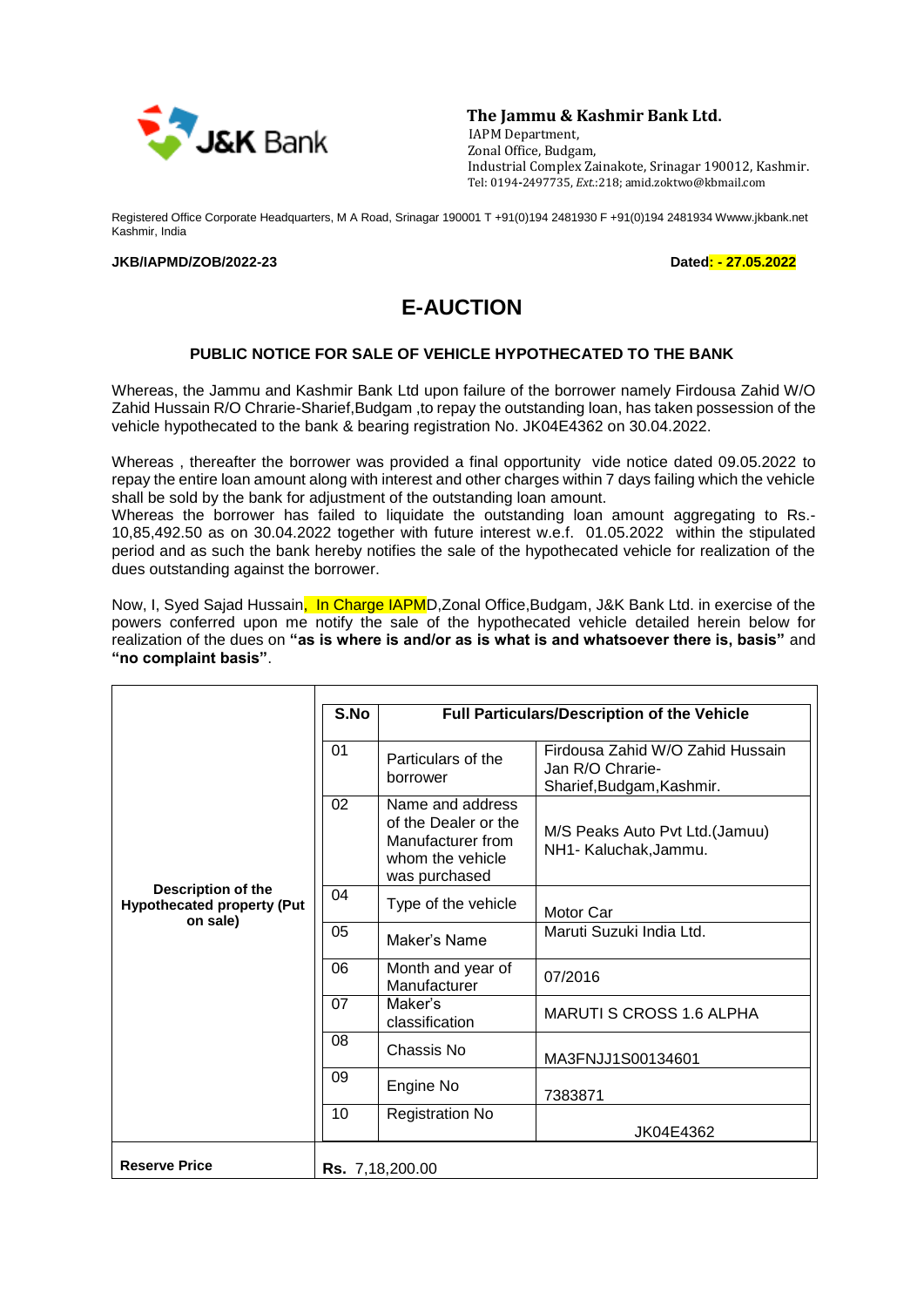**The Jammu & Kashmir Bank Ltd.**
IAPM Department,
Zonal Office, Budgam,
Industrial Complex Zainakote, Srinagar 190012, Kashmir.
Tel: 0194-2497735, *Ext*.:218; amid.zoktwo@kbmail.com

Registered Office Corporate Headquarters, M A Road, Srinagar 190001 T +91(0)194 2481930 F +91(0)194 2481934 Wwww.jkbank.net Kashmir, India

**JKB/IAPMD/ZOB/2022-23** **Dated: - 27.05.2022**

# E-AUCTION

### PUBLIC NOTICE FOR SALE OF VEHICLE HYPOTHECATED TO THE BANK

Whereas, the Jammu and Kashmir Bank Ltd upon failure of the borrower namely Firdousa Zahid W/O Zahid Hussain R/O Chrarie-Sharief,Budgam ,to repay the outstanding loan, has taken possession of the vehicle hypothecated to the bank & bearing registration No. JK04E4362 on 30.04.2022.

Whereas , thereafter the borrower was provided a final opportunity vide notice dated 09.05.2022 to repay the entire loan amount along with interest and other charges within 7 days failing which the vehicle shall be sold by the bank for adjustment of the outstanding loan amount.
Whereas the borrower has failed to liquidate the outstanding loan amount aggregating to Rs.-10,85,492.50 as on 30.04.2022 together with future interest w.e.f. 01.05.2022 within the stipulated period and as such the bank hereby notifies the sale of the hypothecated vehicle for realization of the dues outstanding against the borrower.

Now, I, Syed Sajad Hussain, In Charge IAPMD,Zonal Office,Budgam, J&K Bank Ltd. in exercise of the powers conferred upon me notify the sale of the hypothecated vehicle detailed herein below for realization of the dues on **"as is where is and/or as is what is and whatsoever there is, basis"** and **"no complaint basis"**.

| | S.No | Full Particulars/Description of the Vehicle | |
|---|---|---|---|
| **Description of the Hypothecated property (Put on sale)** | 01 | Particulars of the borrower | Firdousa Zahid W/O Zahid Hussain Jan R/O Chrarie-Sharief,Budgam,Kashmir. |
| | 02 | Name and address of the Dealer or the Manufacturer from whom the vehicle was purchased | M/S Peaks Auto Pvt Ltd.(Jamuu) NH1- Kaluchak,Jammu. |
| | 04 | Type of the vehicle | Motor Car |
| | 05 | Maker's Name | Maruti Suzuki India Ltd. |
| | 06 | Month and year of Manufacturer | 07/2016 |
| | 07 | Maker's classification | MARUTI S CROSS 1.6 ALPHA |
| | 08 | Chassis No | MA3FNJJ1S00134601 |
| | 09 | Engine No | 7383871 |
| | 10 | Registration No | JK04E4362 |
| **Reserve Price** | **Rs.** 7,18,200.00 | | |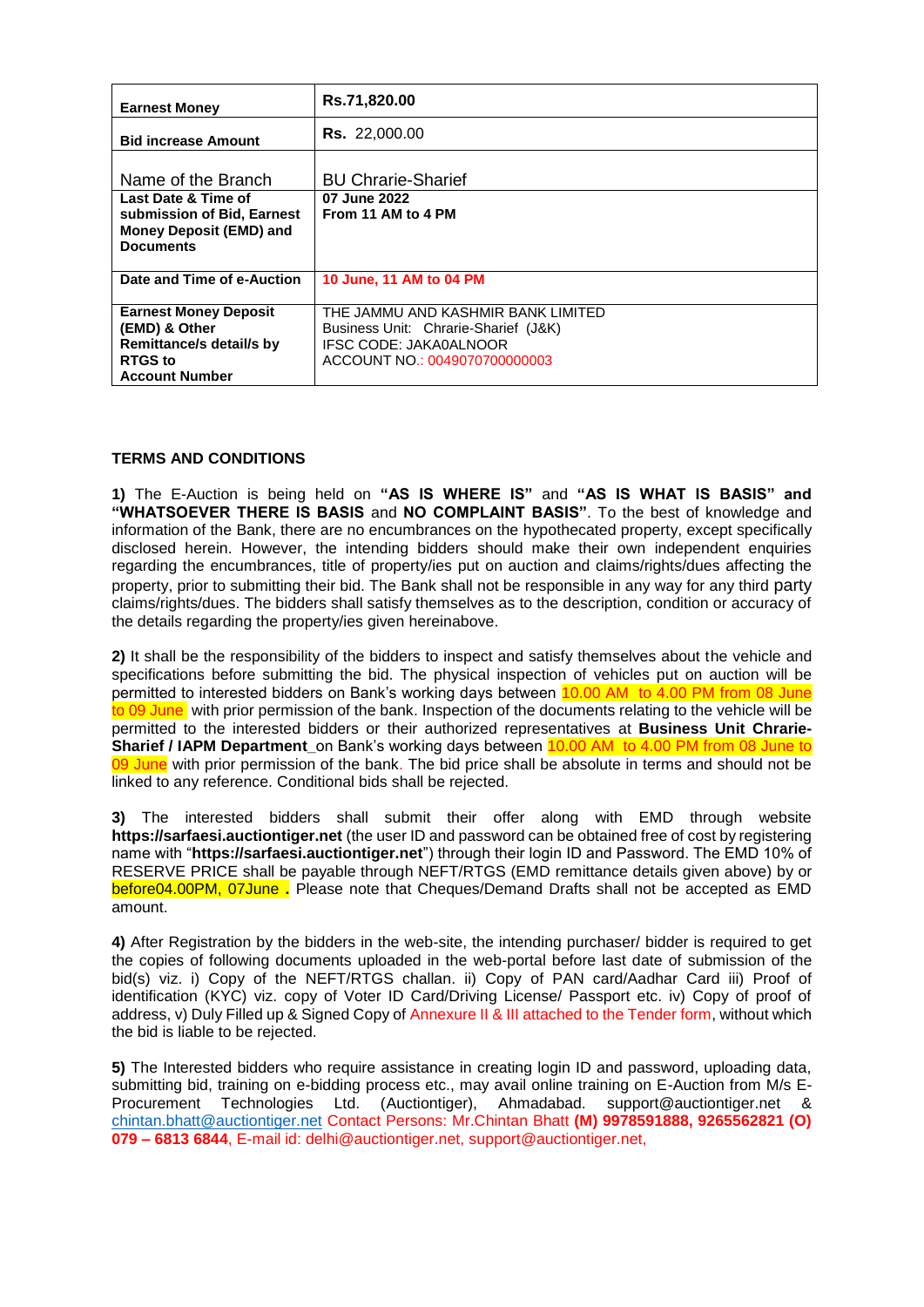| **Earnest Money** | **Rs.71,820.00** |
|---|---|
| **Bid increase Amount** | **Rs.** 22,000.00 |
| Name of the Branch | BU Chrarie-Sharief |
| **Last Date & Time of submission of Bid, Earnest Money Deposit (EMD) and Documents** | **07 June 2022 From 11 AM to 4 PM** |
| **Date and Time of e-Auction** | **10 June, 11 AM to 04 PM** |
| **Earnest Money Deposit (EMD) & Other Remittance/s detail/s by RTGS to Account Number** | THE JAMMU AND KASHMIR BANK LIMITED<br>Business Unit: Chrarie-Sharief (J&K)<br>IFSC CODE: JAKA0ALNOOR<br>ACCOUNT NO.: 0049070700000003 |

## TERMS AND CONDITIONS

**1)** The E-Auction is being held on **"AS IS WHERE IS"** and **"AS IS WHAT IS BASIS" and "WHATSOEVER THERE IS BASIS** and **NO COMPLAINT BASIS"**. To the best of knowledge and information of the Bank, there are no encumbrances on the hypothecated property, except specifically disclosed herein. However, the intending bidders should make their own independent enquiries regarding the encumbrances, title of property/ies put on auction and claims/rights/dues affecting the property, prior to submitting their bid. The Bank shall not be responsible in any way for any third party claims/rights/dues. The bidders shall satisfy themselves as to the description, condition or accuracy of the details regarding the property/ies given hereinabove.

**2)** It shall be the responsibility of the bidders to inspect and satisfy themselves about the vehicle and specifications before submitting the bid. The physical inspection of vehicles put on auction will be permitted to interested bidders on Bank's working days between 10.00 AM to 4.00 PM from 08 June to 09 June with prior permission of the bank. Inspection of the documents relating to the vehicle will be permitted to the interested bidders or their authorized representatives at **Business Unit Chrarie-Sharief / IAPM Department**_on Bank's working days between 10.00 AM to 4.00 PM from 08 June to 09 June with prior permission of the bank. The bid price shall be absolute in terms and should not be linked to any reference. Conditional bids shall be rejected.

**3)** The interested bidders shall submit their offer along with EMD through website **https://sarfaesi.auctiontiger.net** (the user ID and password can be obtained free of cost by registering name with "**https://sarfaesi.auctiontiger.net**") through their login ID and Password. The EMD 10% of RESERVE PRICE shall be payable through NEFT/RTGS (EMD remittance details given above) by or before04.00PM, 07June **.** Please note that Cheques/Demand Drafts shall not be accepted as EMD amount.

**4)** After Registration by the bidders in the web-site, the intending purchaser/ bidder is required to get the copies of following documents uploaded in the web-portal before last date of submission of the bid(s) viz. i) Copy of the NEFT/RTGS challan. ii) Copy of PAN card/Aadhar Card iii) Proof of identification (KYC) viz. copy of Voter ID Card/Driving License/ Passport etc. iv) Copy of proof of address, v) Duly Filled up & Signed Copy of Annexure II & III attached to the Tender form, without which the bid is liable to be rejected.

**5)** The Interested bidders who require assistance in creating login ID and password, uploading data, submitting bid, training on e-bidding process etc., may avail online training on E-Auction from M/s E-Procurement Technologies Ltd. (Auctiontiger), Ahmadabad. support@auctiontiger.net & chintan.bhatt@auctiontiger.net Contact Persons: Mr.Chintan Bhatt **(M) 9978591888, 9265562821 (O) 079 – 6813 6844**, E-mail id: delhi@auctiontiger.net, support@auctiontiger.net,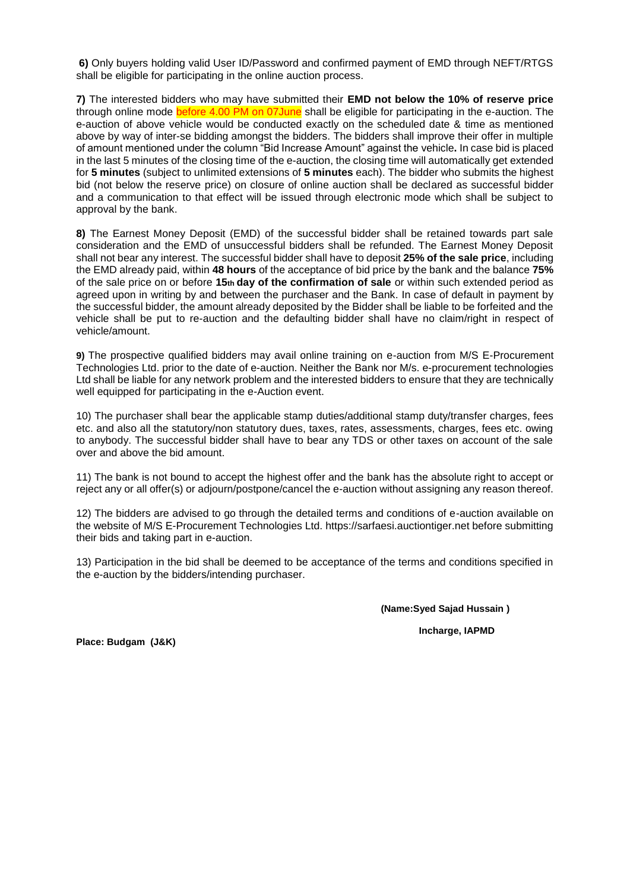**6)** Only buyers holding valid User ID/Password and confirmed payment of EMD through NEFT/RTGS shall be eligible for participating in the online auction process.

**7)** The interested bidders who may have submitted their **EMD not below the 10% of reserve price** through online mode before 4.00 PM on 07June shall be eligible for participating in the e-auction. The e-auction of above vehicle would be conducted exactly on the scheduled date & time as mentioned above by way of inter-se bidding amongst the bidders. The bidders shall improve their offer in multiple of amount mentioned under the column "Bid Increase Amount" against the vehicle**.** In case bid is placed in the last 5 minutes of the closing time of the e-auction, the closing time will automatically get extended for **5 minutes** (subject to unlimited extensions of **5 minutes** each). The bidder who submits the highest bid (not below the reserve price) on closure of online auction shall be declared as successful bidder and a communication to that effect will be issued through electronic mode which shall be subject to approval by the bank.

**8)** The Earnest Money Deposit (EMD) of the successful bidder shall be retained towards part sale consideration and the EMD of unsuccessful bidders shall be refunded. The Earnest Money Deposit shall not bear any interest. The successful bidder shall have to deposit **25% of the sale price**, including the EMD already paid, within **48 hours** of the acceptance of bid price by the bank and the balance **75%** of the sale price on or before **15th day of the confirmation of sale** or within such extended period as agreed upon in writing by and between the purchaser and the Bank. In case of default in payment by the successful bidder, the amount already deposited by the Bidder shall be liable to be forfeited and the vehicle shall be put to re-auction and the defaulting bidder shall have no claim/right in respect of vehicle/amount.

**9)** The prospective qualified bidders may avail online training on e-auction from M/S E-Procurement Technologies Ltd. prior to the date of e-auction. Neither the Bank nor M/s. e-procurement technologies Ltd shall be liable for any network problem and the interested bidders to ensure that they are technically well equipped for participating in the e-Auction event.

10) The purchaser shall bear the applicable stamp duties/additional stamp duty/transfer charges, fees etc. and also all the statutory/non statutory dues, taxes, rates, assessments, charges, fees etc. owing to anybody. The successful bidder shall have to bear any TDS or other taxes on account of the sale over and above the bid amount.

11) The bank is not bound to accept the highest offer and the bank has the absolute right to accept or reject any or all offer(s) or adjourn/postpone/cancel the e-auction without assigning any reason thereof.

12) The bidders are advised to go through the detailed terms and conditions of e-auction available on the website of M/S E-Procurement Technologies Ltd. https://sarfaesi.auctiontiger.net before submitting their bids and taking part in e-auction.

13) Participation in the bid shall be deemed to be acceptance of the terms and conditions specified in the e-auction by the bidders/intending purchaser.

**(Name:Syed Sajad Hussain )**

**Incharge, IAPMD**

**Place: Budgam (J&K)**